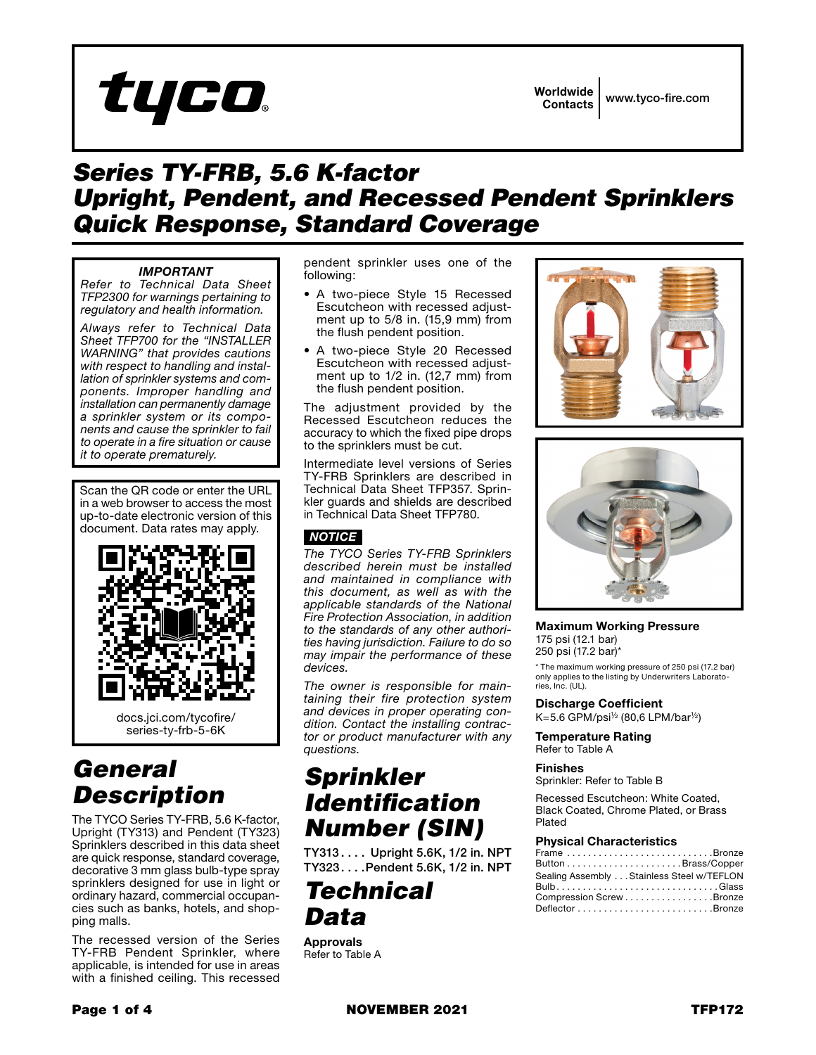tyco®

Worldwide Contacts | www.tyco-fire.com

# Series TY-FRB, 5.6 K-factor Upright, Pendent, and Recessed Pendent Sprinklers Quick Response, Standard Coverage

***IMPORTANT***

*Refer to Technical Data Sheet TFP2300 for warnings pertaining to regulatory and health information.*

*Always refer to Technical Data Sheet TFP700 for the "INSTALLER WARNING" that provides cautions with respect to handling and installation of sprinkler systems and components. Improper handling and installation can permanently damage a sprinkler system or its components and cause the sprinkler to fail to operate in a fire situation or cause it to operate prematurely.*

Scan the QR code or enter the URL in a web browser to access the most up-to-date electronic version of this document. Data rates may apply.

docs.jci.com/tycofire/series-ty-frb-5-6K

# General Description

The TYCO Series TY-FRB, 5.6 K-factor, Upright (TY313) and Pendent (TY323) Sprinklers described in this data sheet are quick response, standard coverage, decorative 3 mm glass bulb-type spray sprinklers designed for use in light or ordinary hazard, commercial occupancies such as banks, hotels, and shopping malls.

The recessed version of the Series TY-FRB Pendent Sprinkler, where applicable, is intended for use in areas with a finished ceiling. This recessed pendent sprinkler uses one of the following:

- A two-piece Style 15 Recessed Escutcheon with recessed adjustment up to 5/8 in. (15,9 mm) from the flush pendent position.
- A two-piece Style 20 Recessed Escutcheon with recessed adjustment up to 1/2 in. (12,7 mm) from the flush pendent position.

The adjustment provided by the Recessed Escutcheon reduces the accuracy to which the fixed pipe drops to the sprinklers must be cut.

Intermediate level versions of Series TY-FRB Sprinklers are described in Technical Data Sheet TFP357. Sprinkler guards and shields are described in Technical Data Sheet TFP780.

***NOTICE***

*The TYCO Series TY-FRB Sprinklers described herein must be installed and maintained in compliance with this document, as well as with the applicable standards of the National Fire Protection Association, in addition to the standards of any other authorities having jurisdiction. Failure to do so may impair the performance of these devices.*

*The owner is responsible for maintaining their fire protection system and devices in proper operating condition. Contact the installing contractor or product manufacturer with any questions.*

# Sprinkler Identification Number (SIN)

TY313 . . . . Upright 5.6K, 1/2 in. NPT
TY323 . . . . Pendent 5.6K, 1/2 in. NPT

# Technical Data

**Approvals**
Refer to Table A

**Maximum Working Pressure**
175 psi (12.1 bar)
250 psi (17.2 bar)*

\* The maximum working pressure of 250 psi (17.2 bar) only applies to the listing by Underwriters Laboratories, Inc. (UL).

**Discharge Coefficient**
K=5.6 GPM/psi$^{1/2}$ (80,6 LPM/bar$^{1/2}$)

**Temperature Rating**
Refer to Table A

**Finishes**
Sprinkler: Refer to Table B

Recessed Escutcheon: White Coated, Black Coated, Chrome Plated, or Brass Plated

**Physical Characteristics**

| | |
|---|---|
| Frame | Bronze |
| Button | Brass/Copper |
| Sealing Assembly | Stainless Steel w/TEFLON |
| Bulb | Glass |
| Compression Screw | Bronze |
| Deflector | Bronze |

NOVEMBER 2021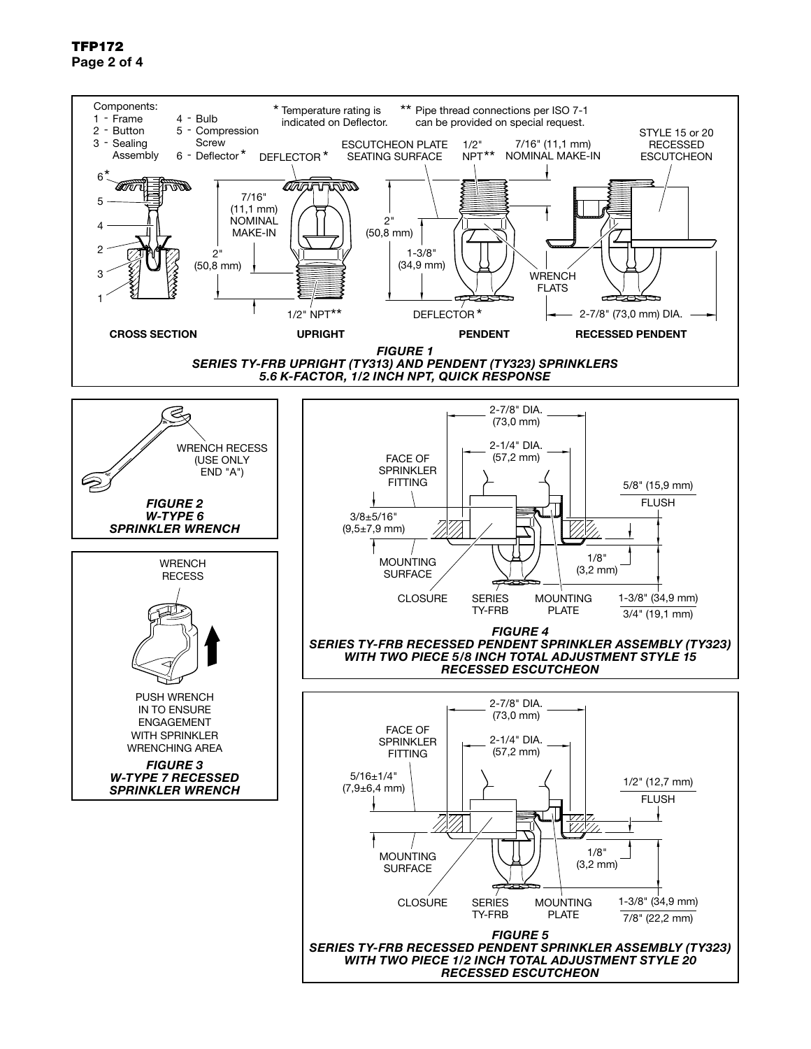Components:
1 - Frame
2 - Button
3 - Sealing Assembly
4 - Bulb
5 - Compression Screw
6 - Deflector*

* Temperature rating is indicated on Deflector.

** Pipe thread connections per ISO 7-1 can be provided on special request.

CROSS SECTION — UPRIGHT — PENDENT — RECESSED PENDENT

DEFLECTOR* — 7/16" (11,1 mm) NOMINAL MAKE-IN — 2" (50,8 mm) — 1/2" NPT** — ESCUTCHEON PLATE SEATING SURFACE — 1/2" NPT** — 7/16" (11,1 mm) NOMINAL MAKE-IN — 2" (50,8 mm) — 1-3/8" (34,9 mm) — WRENCH FLATS — DEFLECTOR* — STYLE 15 or 20 RECESSED ESCUTCHEON — 2-7/8" (73,0 mm) DIA.

***FIGURE 1***
***SERIES TY-FRB UPRIGHT (TY313) AND PENDENT (TY323) SPRINKLERS***
***5.6 K-FACTOR, 1/2 INCH NPT, QUICK RESPONSE***

WRENCH RECESS (USE ONLY END "A")

***FIGURE 2***
***W-TYPE 6***
***SPRINKLER WRENCH***

WRENCH RECESS

PUSH WRENCH IN TO ENSURE ENGAGEMENT WITH SPRINKLER WRENCHING AREA

***FIGURE 3***
***W-TYPE 7 RECESSED***
***SPRINKLER WRENCH***

2-7/8" DIA. (73,0 mm) — 2-1/4" DIA. (57,2 mm) — FACE OF SPRINKLER FITTING — 3/8±5/16" (9,5±7,9 mm) — MOUNTING SURFACE — CLOSURE — SERIES TY-FRB — MOUNTING PLATE — 5/8" (15,9 mm) — FLUSH — 1/8" (3,2 mm) — 1-3/8" (34,9 mm) — 3/4" (19,1 mm)

***FIGURE 4***
***SERIES TY-FRB RECESSED PENDENT SPRINKLER ASSEMBLY (TY323)***
***WITH TWO PIECE 5/8 INCH TOTAL ADJUSTMENT STYLE 15***
***RECESSED ESCUTCHEON***

2-7/8" DIA. (73,0 mm) — 2-1/4" DIA. (57,2 mm) — FACE OF SPRINKLER FITTING — 5/16±1/4" (7,9±6,4 mm) — MOUNTING SURFACE — CLOSURE — SERIES TY-FRB — MOUNTING PLATE — 1/2" (12,7 mm) — FLUSH — 1/8" (3,2 mm) — 1-3/8" (34,9 mm) — 7/8" (22,2 mm)

***FIGURE 5***
***SERIES TY-FRB RECESSED PENDENT SPRINKLER ASSEMBLY (TY323)***
***WITH TWO PIECE 1/2 INCH TOTAL ADJUSTMENT STYLE 20***
***RECESSED ESCUTCHEON***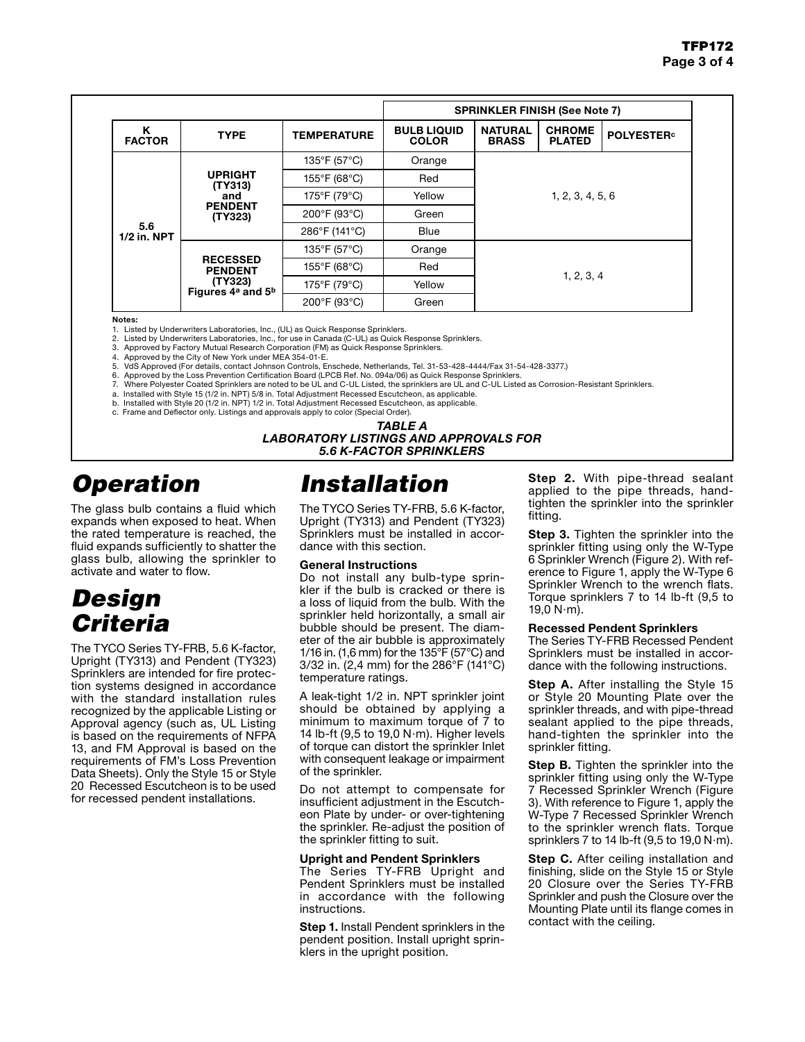| K FACTOR | TYPE | TEMPERATURE | BULB LIQUID COLOR | SPRINKLER FINISH (See Note 7) | | |
|---|---|---|---|---|---|---|
| | | | | NATURAL BRASS | CHROME PLATED | POLYESTER[c] |
| 5.6 1/2 in. NPT | UPRIGHT (TY313) and PENDENT (TY323) | 135°F (57°C) | Orange | 1, 2, 3, 4, 5, 6 | | |
| | | 155°F (68°C) | Red | | | |
| | | 175°F (79°C) | Yellow | | | |
| | | 200°F (93°C) | Green | | | |
| | | 286°F (141°C) | Blue | | | |
| | RECESSED PENDENT (TY323) Figures 4[a] and 5[b] | 135°F (57°C) | Orange | 1, 2, 3, 4 | | |
| | | 155°F (68°C) | Red | | | |
| | | 175°F (79°C) | Yellow | | | |
| | | 200°F (93°C) | Green | | | |

Notes:
1. Listed by Underwriters Laboratories, Inc., (UL) as Quick Response Sprinklers.
2. Listed by Underwriters Laboratories, Inc., for use in Canada (C-UL) as Quick Response Sprinklers.
3. Approved by Factory Mutual Research Corporation (FM) as Quick Response Sprinklers.
4. Approved by the City of New York under MEA 354-01-E.
5. VdS Approved (For details, contact Johnson Controls, Enschede, Netherlands, Tel. 31-53-428-4444/Fax 31-54-428-3377.)
6. Approved by the Loss Prevention Certification Board (LPCB Ref. No. 094a/06) as Quick Response Sprinklers.
7. Where Polyester Coated Sprinklers are noted to be UL and C-UL Listed, the sprinklers are UL and C-UL Listed as Corrosion-Resistant Sprinklers.

a. Installed with Style 15 (1/2 in. NPT) 5/8 in. Total Adjustment Recessed Escutcheon, as applicable.
b. Installed with Style 20 (1/2 in. NPT) 1/2 in. Total Adjustment Recessed Escutcheon, as applicable.
c. Frame and Deflector only. Listings and approvals apply to color (Special Order).

***TABLE A***
***LABORATORY LISTINGS AND APPROVALS FOR 5.6 K-FACTOR SPRINKLERS***

# Operation

The glass bulb contains a fluid which expands when exposed to heat. When the rated temperature is reached, the fluid expands sufficiently to shatter the glass bulb, allowing the sprinkler to activate and water to flow.

# Design Criteria

The TYCO Series TY-FRB, 5.6 K-factor, Upright (TY313) and Pendent (TY323) Sprinklers are intended for fire protection systems designed in accordance with the standard installation rules recognized by the applicable Listing or Approval agency (such as, UL Listing is based on the requirements of NFPA 13, and FM Approval is based on the requirements of FM's Loss Prevention Data Sheets). Only the Style 15 or Style 20 Recessed Escutcheon is to be used for recessed pendent installations.

# Installation

The TYCO Series TY-FRB, 5.6 K-factor, Upright (TY313) and Pendent (TY323) Sprinklers must be installed in accordance with this section.

**General Instructions**

Do not install any bulb-type sprinkler if the bulb is cracked or there is a loss of liquid from the bulb. With the sprinkler held horizontally, a small air bubble should be present. The diameter of the air bubble is approximately 1/16 in. (1,6 mm) for the 135°F (57°C) and 3/32 in. (2,4 mm) for the 286°F (141°C) temperature ratings.

A leak-tight 1/2 in. NPT sprinkler joint should be obtained by applying a minimum to maximum torque of 7 to 14 lb-ft (9,5 to 19,0 N·m). Higher levels of torque can distort the sprinkler Inlet with consequent leakage or impairment of the sprinkler.

Do not attempt to compensate for insufficient adjustment in the Escutcheon Plate by under- or over-tightening the sprinkler. Re-adjust the position of the sprinkler fitting to suit.

**Upright and Pendent Sprinklers**

The Series TY-FRB Upright and Pendent Sprinklers must be installed in accordance with the following instructions.

**Step 1.** Install Pendent sprinklers in the pendent position. Install upright sprinklers in the upright position.

**Step 2.** With pipe-thread sealant applied to the pipe threads, hand-tighten the sprinkler into the sprinkler fitting.

**Step 3.** Tighten the sprinkler into the sprinkler fitting using only the W-Type 6 Sprinkler Wrench (Figure 2). With reference to Figure 1, apply the W-Type 6 Sprinkler Wrench to the wrench flats. Torque sprinklers 7 to 14 lb-ft (9,5 to 19,0 N·m).

**Recessed Pendent Sprinklers**

The Series TY-FRB Recessed Pendent Sprinklers must be installed in accordance with the following instructions.

**Step A.** After installing the Style 15 or Style 20 Mounting Plate over the sprinkler threads, and with pipe-thread sealant applied to the pipe threads, hand-tighten the sprinkler into the sprinkler fitting.

**Step B.** Tighten the sprinkler into the sprinkler fitting using only the W-Type 7 Recessed Sprinkler Wrench (Figure 3). With reference to Figure 1, apply the W-Type 7 Recessed Sprinkler Wrench to the sprinkler wrench flats. Torque sprinklers 7 to 14 lb-ft (9,5 to 19,0 N·m).

**Step C.** After ceiling installation and finishing, slide on the Style 15 or Style 20 Closure over the Series TY-FRB Sprinkler and push the Closure over the Mounting Plate until its flange comes in contact with the ceiling.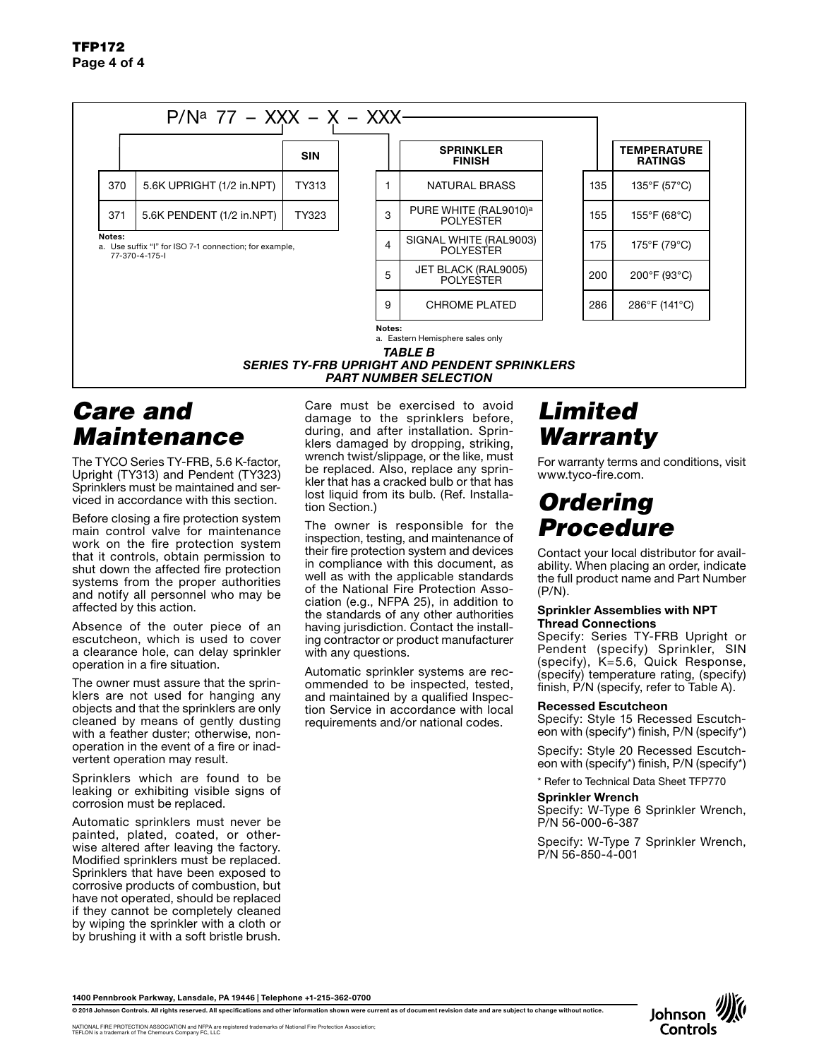P/N[a] 77 – XXX – X – XXX

| | | SIN |
|---|---|---|
| 370 | 5.6K UPRIGHT (1/2 in.NPT) | TY313 |
| 371 | 5.6K PENDENT (1/2 in.NPT) | TY323 |

Notes:
a. Use suffix "I" for ISO 7-1 connection; for example, 77-370-4-175-I

| | SPRINKLER FINISH |
|---|---|
| 1 | NATURAL BRASS |
| 3 | PURE WHITE (RAL9010)[a] POLYESTER |
| 4 | SIGNAL WHITE (RAL9003) POLYESTER |
| 5 | JET BLACK (RAL9005) POLYESTER |
| 9 | CHROME PLATED |

Notes:
a. Eastern Hemisphere sales only

| | TEMPERATURE RATINGS |
|---|---|
| 135 | 135°F (57°C) |
| 155 | 155°F (68°C) |
| 175 | 175°F (79°C) |
| 200 | 200°F (93°C) |
| 286 | 286°F (141°C) |

***TABLE B***
***SERIES TY-FRB UPRIGHT AND PENDENT SPRINKLERS***
***PART NUMBER SELECTION***

# Care and Maintenance

The TYCO Series TY-FRB, 5.6 K-factor, Upright (TY313) and Pendent (TY323) Sprinklers must be maintained and serviced in accordance with this section.

Before closing a fire protection system main control valve for maintenance work on the fire protection system that it controls, obtain permission to shut down the affected fire protection systems from the proper authorities and notify all personnel who may be affected by this action.

Absence of the outer piece of an escutcheon, which is used to cover a clearance hole, can delay sprinkler operation in a fire situation.

The owner must assure that the sprinklers are not used for hanging any objects and that the sprinklers are only cleaned by means of gently dusting with a feather duster; otherwise, non-operation in the event of a fire or inadvertent operation may result.

Sprinklers which are found to be leaking or exhibiting visible signs of corrosion must be replaced.

Automatic sprinklers must never be painted, plated, coated, or otherwise altered after leaving the factory. Modified sprinklers must be replaced. Sprinklers that have been exposed to corrosive products of combustion, but have not operated, should be replaced if they cannot be completely cleaned by wiping the sprinkler with a cloth or by brushing it with a soft bristle brush.

Care must be exercised to avoid damage to the sprinklers before, during, and after installation. Sprinklers damaged by dropping, striking, wrench twist/slippage, or the like, must be replaced. Also, replace any sprinkler that has a cracked bulb or that has lost liquid from its bulb. (Ref. Installation Section.)

The owner is responsible for the inspection, testing, and maintenance of their fire protection system and devices in compliance with this document, as well as with the applicable standards of the National Fire Protection Association (e.g., NFPA 25), in addition to the standards of any other authorities having jurisdiction. Contact the installing contractor or product manufacturer with any questions.

Automatic sprinkler systems are recommended to be inspected, tested, and maintained by a qualified Inspection Service in accordance with local requirements and/or national codes.

# Limited Warranty

For warranty terms and conditions, visit www.tyco-fire.com.

# Ordering Procedure

Contact your local distributor for availability. When placing an order, indicate the full product name and Part Number (P/N).

**Sprinkler Assemblies with NPT Thread Connections**
Specify: Series TY-FRB Upright or Pendent (specify) Sprinkler, SIN (specify), K=5.6, Quick Response, (specify) temperature rating, (specify) finish, P/N (specify, refer to Table A).

**Recessed Escutcheon**
Specify: Style 15 Recessed Escutcheon with (specify*) finish, P/N (specify*)

Specify: Style 20 Recessed Escutcheon with (specify*) finish, P/N (specify*)

* Refer to Technical Data Sheet TFP770

**Sprinkler Wrench**
Specify: W-Type 6 Sprinkler Wrench, P/N 56-000-6-387

Specify: W-Type 7 Sprinkler Wrench, P/N 56-850-4-001

1400 Pennbrook Parkway, Lansdale, PA 19446 | Telephone +1-215-362-0700

© 2018 Johnson Controls. All rights reserved. All specifications and other information shown were current as of document revision date and are subject to change without notice.

NATIONAL FIRE PROTECTION ASSOCIATION and NFPA are registered trademarks of National Fire Protection Association;
TEFLON is a trademark of The Chemours Company FC, LLC